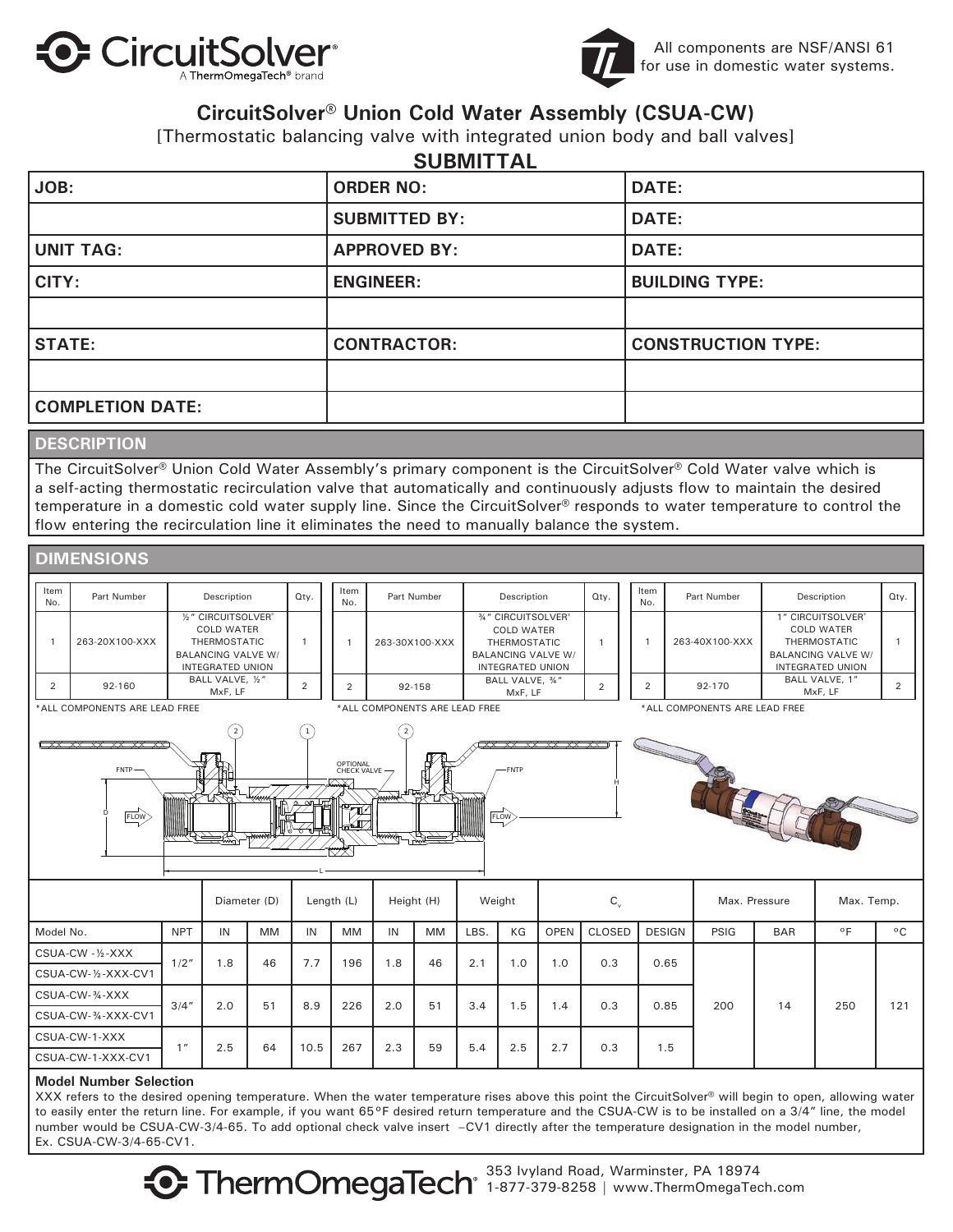CircuitSolver® A ThermOmegaTech® brand

All components are NSF/ANSI 61 for use in domestic water systems.

# CircuitSolver® Union Cold Water Assembly (CSUA-CW)

[Thermostatic balancing valve with integrated union body and ball valves]

## SUBMITTAL

| JOB: | ORDER NO: | DATE: |
|---|---|---|
| | SUBMITTED BY: | DATE: |
| UNIT TAG: | APPROVED BY: | DATE: |
| CITY: | ENGINEER: | BUILDING TYPE: |
| | | |
| STATE: | CONTRACTOR: | CONSTRUCTION TYPE: |
| | | |
| COMPLETION DATE: | | |

## DESCRIPTION

The CircuitSolver® Union Cold Water Assembly's primary component is the CircuitSolver® Cold Water valve which is a self-acting thermostatic recirculation valve that automatically and continuously adjusts flow to maintain the desired temperature in a domestic cold water supply line. Since the CircuitSolver® responds to water temperature to control the flow entering the recirculation line it eliminates the need to manually balance the system.

## DIMENSIONS

| Item No. | Part Number | Description | Qty. |
|---|---|---|---|
| 1 | 263-20X100-XXX | ½" CIRCUITSOLVER® COLD WATER THERMOSTATIC BALANCING VALVE W/ INTEGRATED UNION | 1 |
| 2 | 92-160 | BALL VALVE, ½" MxF, LF | 2 |

*ALL COMPONENTS ARE LEAD FREE

| Item No. | Part Number | Description | Qty. |
|---|---|---|---|
| 1 | 263-30X100-XXX | ¾" CIRCUITSOLVER® COLD WATER THERMOSTATIC BALANCING VALVE W/ INTEGRATED UNION | 1 |
| 2 | 92-158 | BALL VALVE, ¾" MxF, LF | 2 |

*ALL COMPONENTS ARE LEAD FREE

| Item No. | Part Number | Description | Qty. |
|---|---|---|---|
| 1 | 263-40X100-XXX | 1" CIRCUITSOLVER® COLD WATER THERMOSTATIC BALANCING VALVE W/ INTEGRATED UNION | 1 |
| 2 | 92-170 | BALL VALVE, 1" MxF, LF | 2 |

*ALL COMPONENTS ARE LEAD FREE

| | | Diameter (D) | | Length (L) | | Height (H) | | Weight | | $C_v$ | | | Max. Pressure | | Max. Temp. | |
|---|---|---|---|---|---|---|---|---|---|---|---|---|---|---|---|---|
| Model No. | NPT | IN | MM | IN | MM | IN | MM | LBS. | KG | OPEN | CLOSED | DESIGN | PSIG | BAR | °F | °C |
| CSUA-CW -½-XXX | 1/2" | 1.8 | 46 | 7.7 | 196 | 1.8 | 46 | 2.1 | 1.0 | 1.0 | 0.3 | 0.65 | 200 | 14 | 250 | 121 |
| CSUA-CW-½-XXX-CV1 | | | | | | | | | | | | | | | | |
| CSUA-CW-¾-XXX | 3/4" | 2.0 | 51 | 8.9 | 226 | 2.0 | 51 | 3.4 | 1.5 | 1.4 | 0.3 | 0.85 | | | | |
| CSUA-CW-¾-XXX-CV1 | | | | | | | | | | | | | | | | |
| CSUA-CW-1-XXX | 1" | 2.5 | 64 | 10.5 | 267 | 2.3 | 59 | 5.4 | 2.5 | 2.7 | 0.3 | 1.5 | | | | |
| CSUA-CW-1-XXX-CV1 | | | | | | | | | | | | | | | | |

**Model Number Selection**

XXX refers to the desired opening temperature. When the water temperature rises above this point the CircuitSolver® will begin to open, allowing water to easily enter the return line. For example, if you want 65°F desired return temperature and the CSUA-CW is to be installed on a 3/4" line, the model number would be CSUA-CW-3/4-65. To add optional check valve insert –CV1 directly after the temperature designation in the model number, Ex. CSUA-CW-3/4-65-CV1.

ThermOmegaTech® 353 Ivyland Road, Warminster, PA 18974 1-877-379-8258 | www.ThermOmegaTech.com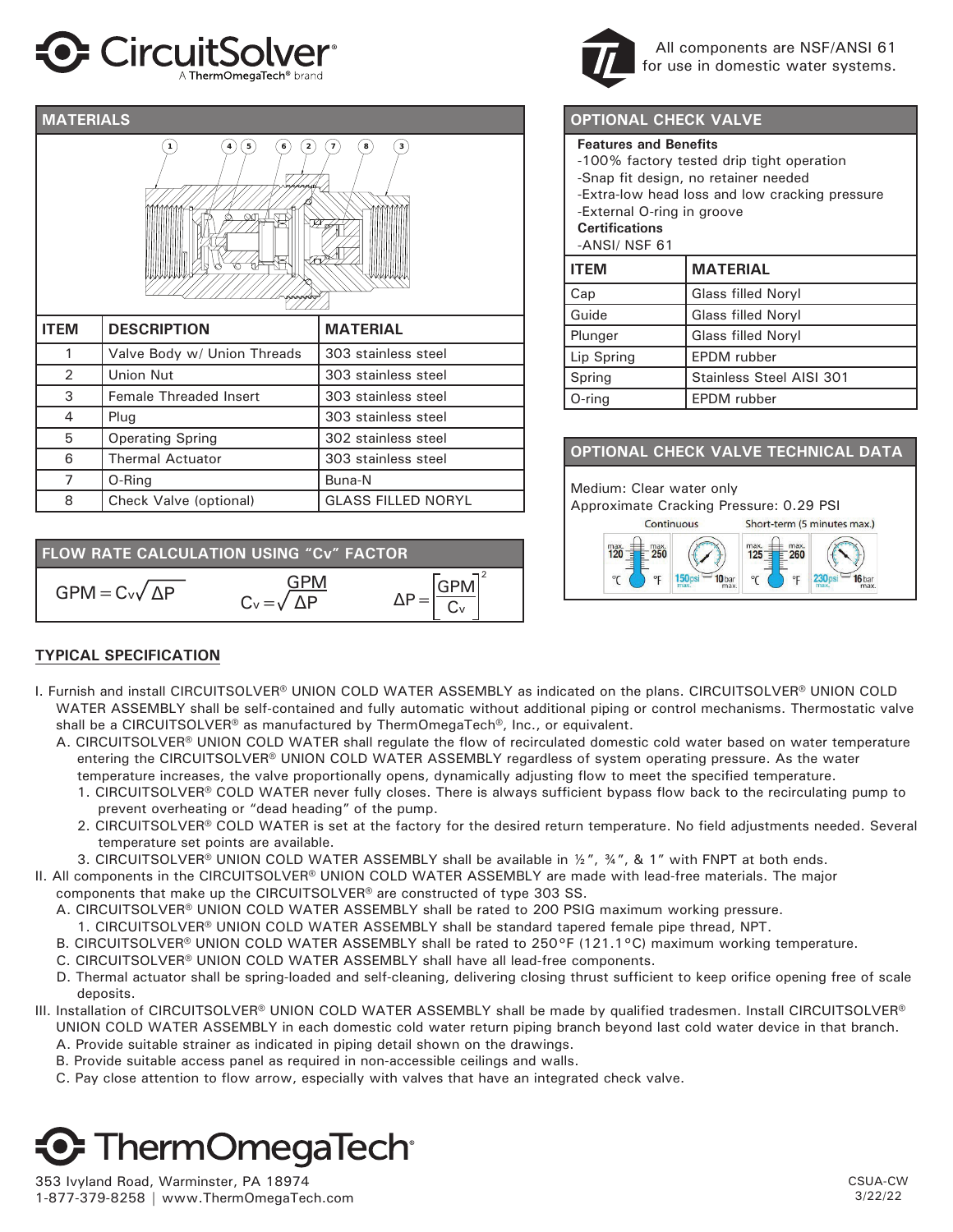CircuitSolver
A ThermOmegaTech® brand

All components are NSF/ANSI 61 for use in domestic water systems.

## MATERIALS

1 4 5 6 2 7 8 3

| ITEM | DESCRIPTION | MATERIAL |
|---|---|---|
| 1 | Valve Body w/ Union Threads | 303 stainless steel |
| 2 | Union Nut | 303 stainless steel |
| 3 | Female Threaded Insert | 303 stainless steel |
| 4 | Plug | 303 stainless steel |
| 5 | Operating Spring | 302 stainless steel |
| 6 | Thermal Actuator | 303 stainless steel |
| 7 | O-Ring | Buna-N |
| 8 | Check Valve (optional) | GLASS FILLED NORYL |

## FLOW RATE CALCULATION USING “Cv” FACTOR

$$GPM = C_v\sqrt{\Delta P} \qquad C_v = \frac{GPM}{\sqrt{\Delta P}} \qquad \Delta P = \left[\frac{GPM}{C_v}\right]^2$$

## OPTIONAL CHECK VALVE

**Features and Benefits**

- -100% factory tested drip tight operation
- -Snap fit design, no retainer needed
- -Extra-low head loss and low cracking pressure
- -External O-ring in groove

**Certifications**

- -ANSI/ NSF 61

| ITEM | MATERIAL |
|---|---|
| Cap | Glass filled Noryl |
| Guide | Glass filled Noryl |
| Plunger | Glass filled Noryl |
| Lip Spring | EPDM rubber |
| Spring | Stainless Steel AISI 301 |
| O-ring | EPDM rubber |

## OPTIONAL CHECK VALVE TECHNICAL DATA

Medium: Clear water only
Approximate Cracking Pressure: 0.29 PSI

Continuous
max. 120 °C
max. 250 °F
150psi max.
10bar max.

Short-term (5 minutes max.)
max. 125 °C
max. 260 °F
230psi max.
16bar max.

## TYPICAL SPECIFICATION

I. Furnish and install CIRCUITSOLVER® UNION COLD WATER ASSEMBLY as indicated on the plans. CIRCUITSOLVER® UNION COLD WATER ASSEMBLY shall be self-contained and fully automatic without additional piping or control mechanisms. Thermostatic valve shall be a CIRCUITSOLVER® as manufactured by ThermOmegaTech®, Inc., or equivalent.

   A. CIRCUITSOLVER® UNION COLD WATER shall regulate the flow of recirculated domestic cold water based on water temperature entering the CIRCUITSOLVER® UNION COLD WATER ASSEMBLY regardless of system operating pressure. As the water temperature increases, the valve proportionally opens, dynamically adjusting flow to meet the specified temperature.

      1. CIRCUITSOLVER® COLD WATER never fully closes. There is always sufficient bypass flow back to the recirculating pump to prevent overheating or “dead heading” of the pump.

      2. CIRCUITSOLVER® COLD WATER is set at the factory for the desired return temperature. No field adjustments needed. Several temperature set points are available.

      3. CIRCUITSOLVER® UNION COLD WATER ASSEMBLY shall be available in ½”, ¾”, & 1” with FNPT at both ends.

II. All components in the CIRCUITSOLVER® UNION COLD WATER ASSEMBLY are made with lead-free materials. The major components that make up the CIRCUITSOLVER® are constructed of type 303 SS.

   A. CIRCUITSOLVER® UNION COLD WATER ASSEMBLY shall be rated to 200 PSIG maximum working pressure.

      1. CIRCUITSOLVER® UNION COLD WATER ASSEMBLY shall be standard tapered female pipe thread, NPT.

   B. CIRCUITSOLVER® UNION COLD WATER ASSEMBLY shall be rated to 250°F (121.1°C) maximum working temperature.

   C. CIRCUITSOLVER® UNION COLD WATER ASSEMBLY shall have all lead-free components.

   D. Thermal actuator shall be spring-loaded and self-cleaning, delivering closing thrust sufficient to keep orifice opening free of scale deposits.

III. Installation of CIRCUITSOLVER® UNION COLD WATER ASSEMBLY shall be made by qualified tradesmen. Install CIRCUITSOLVER® UNION COLD WATER ASSEMBLY in each domestic cold water return piping branch beyond last cold water device in that branch.

   A. Provide suitable strainer as indicated in piping detail shown on the drawings.

   B. Provide suitable access panel as required in non-accessible ceilings and walls.

   C. Pay close attention to flow arrow, especially with valves that have an integrated check valve.

ThermOmegaTech®
353 Ivyland Road, Warminster, PA 18974
1-877-379-8258 | www.ThermOmegaTech.com

CSUA-CW
3/22/22